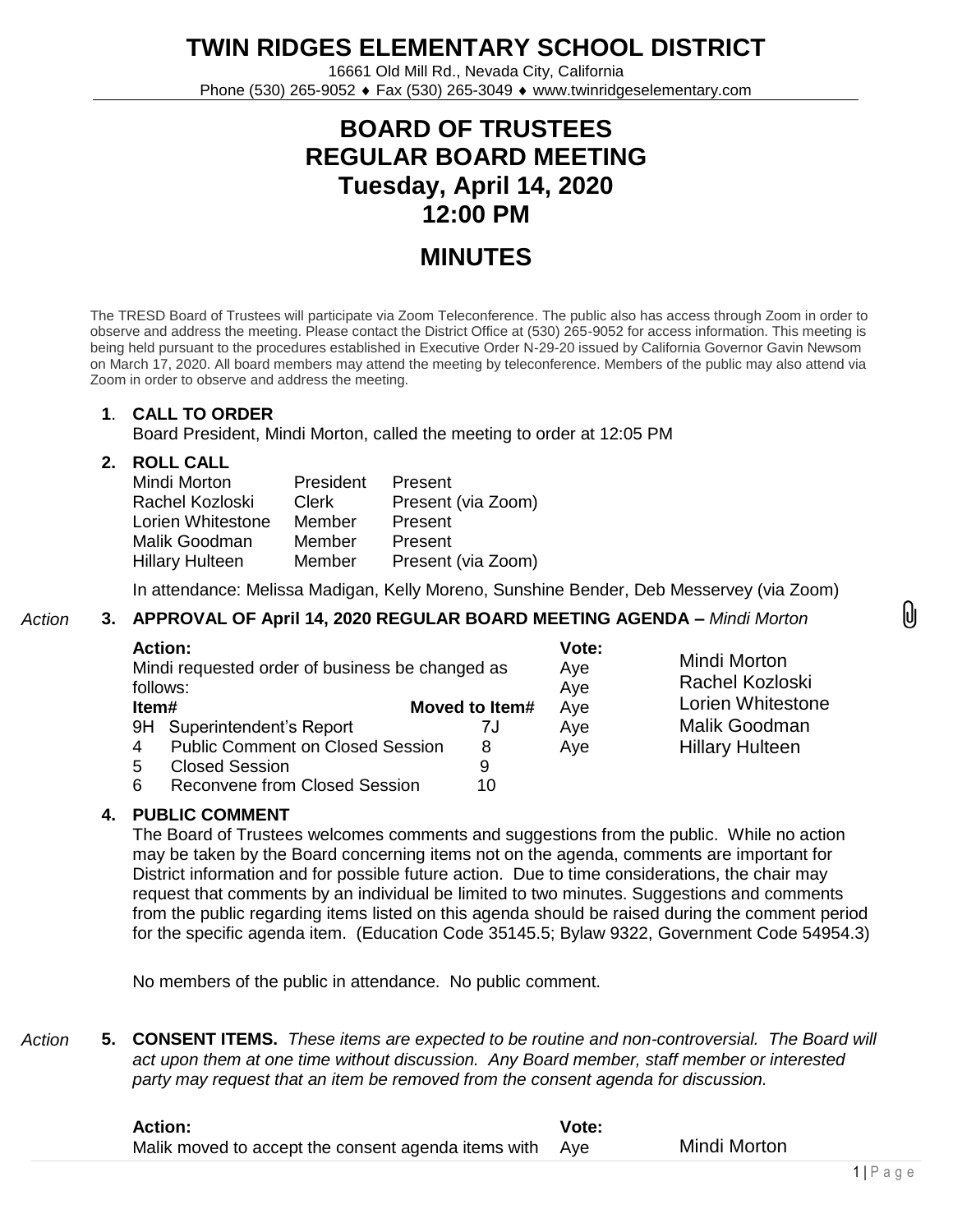# TWIN RIDGES ELEMENTARY SCHOOL DISTRICT

16661 Old Mill Rd., Nevada City, California
Phone (530) 265-9052 ♦ Fax (530) 265-3049 ♦ www.twinridgeselementary.com

## BOARD OF TRUSTEES
## REGULAR BOARD MEETING
## Tuesday, April 14, 2020
## 12:00 PM

## MINUTES

The TRESD Board of Trustees will participate via Zoom Teleconference. The public also has access through Zoom in order to observe and address the meeting. Please contact the District Office at (530) 265-9052 for access information. This meeting is being held pursuant to the procedures established in Executive Order N-29-20 issued by California Governor Gavin Newsom on March 17, 2020. All board members may attend the meeting by teleconference. Members of the public may also attend via Zoom in order to observe and address the meeting.

**1. CALL TO ORDER**

Board President, Mindi Morton, called the meeting to order at 12:05 PM

**2. ROLL CALL**

| | | |
|---|---|---|
| Mindi Morton | President | Present |
| Rachel Kozloski | Clerk | Present (via Zoom) |
| Lorien Whitestone | Member | Present |
| Malik Goodman | Member | Present |
| Hillary Hulteen | Member | Present (via Zoom) |

In attendance: Melissa Madigan, Kelly Moreno, Sunshine Bender, Deb Messervey (via Zoom)

*Action* **3. APPROVAL OF April 14, 2020 REGULAR BOARD MEETING AGENDA –** *Mindi Morton*

**Action:**
Mindi requested order of business be changed as follows:

| Item# | | Moved to Item# |
|---|---|---|
| 9H | Superintendent's Report | 7J |
| 4 | Public Comment on Closed Session | 8 |
| 5 | Closed Session | 9 |
| 6 | Reconvene from Closed Session | 10 |

| Vote: | |
|---|---|
| Aye | Mindi Morton |
| Aye | Rachel Kozloski |
| Aye | Lorien Whitestone |
| Aye | Malik Goodman |
| Aye | Hillary Hulteen |

**4. PUBLIC COMMENT**

The Board of Trustees welcomes comments and suggestions from the public. While no action may be taken by the Board concerning items not on the agenda, comments are important for District information and for possible future action. Due to time considerations, the chair may request that comments by an individual be limited to two minutes. Suggestions and comments from the public regarding items listed on this agenda should be raised during the comment period for the specific agenda item. (Education Code 35145.5; Bylaw 9322, Government Code 54954.3)

No members of the public in attendance. No public comment.

*Action* **5. CONSENT ITEMS.** *These items are expected to be routine and non-controversial. The Board will act upon them at one time without discussion. Any Board member, staff member or interested party may request that an item be removed from the consent agenda for discussion.*

**Action:**
Malik moved to accept the consent agenda items with

| Vote: | |
|---|---|
| Aye | Mindi Morton |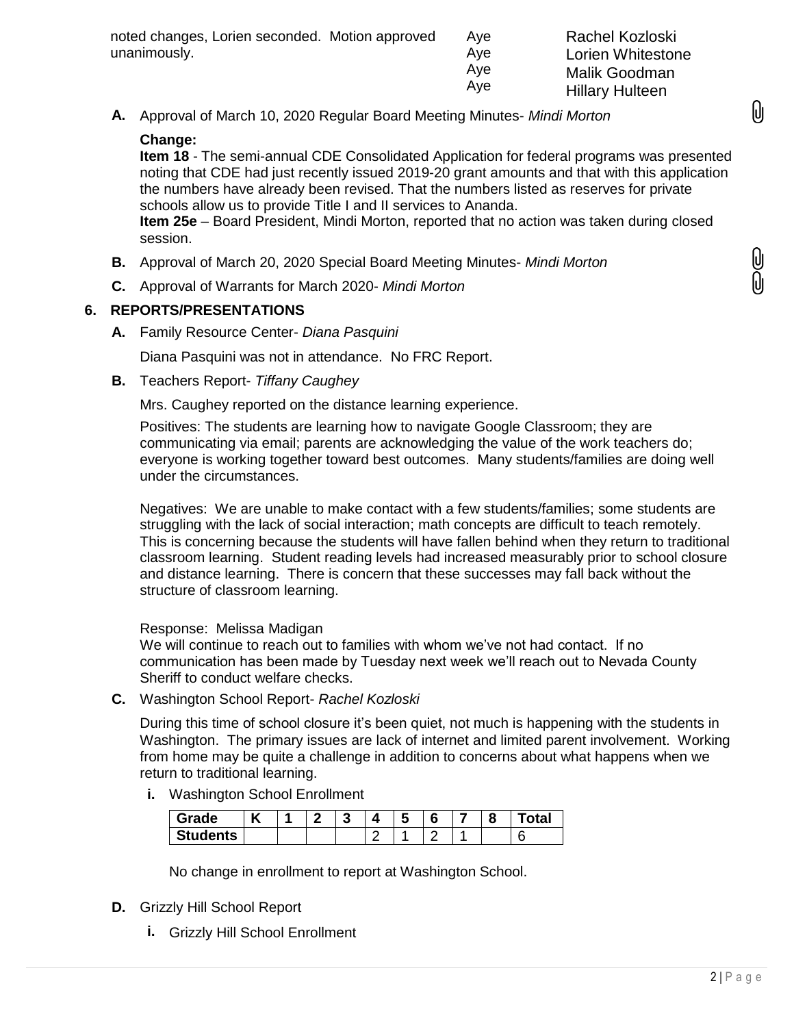| | | |
|---|---|---|
| noted changes, Lorien seconded. Motion approved unanimously. | Aye | Rachel Kozloski |
| | Aye | Lorien Whitestone |
| | Aye | Malik Goodman |
| | Aye | Hillary Hulteen |

**A.** Approval of March 10, 2020 Regular Board Meeting Minutes- *Mindi Morton*

**Change:**
**Item 18** - The semi-annual CDE Consolidated Application for federal programs was presented noting that CDE had just recently issued 2019-20 grant amounts and that with this application the numbers have already been revised. That the numbers listed as reserves for private schools allow us to provide Title I and II services to Ananda.
**Item 25e** – Board President, Mindi Morton, reported that no action was taken during closed session.

**B.** Approval of March 20, 2020 Special Board Meeting Minutes- *Mindi Morton*

**C.** Approval of Warrants for March 2020- *Mindi Morton*

## 6. REPORTS/PRESENTATIONS

**A.** Family Resource Center- *Diana Pasquini*

Diana Pasquini was not in attendance. No FRC Report.

**B.** Teachers Report- *Tiffany Caughey*

Mrs. Caughey reported on the distance learning experience.

Positives: The students are learning how to navigate Google Classroom; they are communicating via email; parents are acknowledging the value of the work teachers do; everyone is working together toward best outcomes. Many students/families are doing well under the circumstances.

Negatives: We are unable to make contact with a few students/families; some students are struggling with the lack of social interaction; math concepts are difficult to teach remotely. This is concerning because the students will have fallen behind when they return to traditional classroom learning. Student reading levels had increased measurably prior to school closure and distance learning. There is concern that these successes may fall back without the structure of classroom learning.

Response: Melissa Madigan
We will continue to reach out to families with whom we've not had contact. If no communication has been made by Tuesday next week we'll reach out to Nevada County Sheriff to conduct welfare checks.

**C.** Washington School Report- *Rachel Kozloski*

During this time of school closure it's been quiet, not much is happening with the students in Washington. The primary issues are lack of internet and limited parent involvement. Working from home may be quite a challenge in addition to concerns about what happens when we return to traditional learning.

**i.** Washington School Enrollment

| Grade | K | 1 | 2 | 3 | 4 | 5 | 6 | 7 | 8 | Total |
|---|---|---|---|---|---|---|---|---|---|---|
| Students | | | | | 2 | 1 | 2 | 1 | | 6 |

No change in enrollment to report at Washington School.

**D.** Grizzly Hill School Report

**i.** Grizzly Hill School Enrollment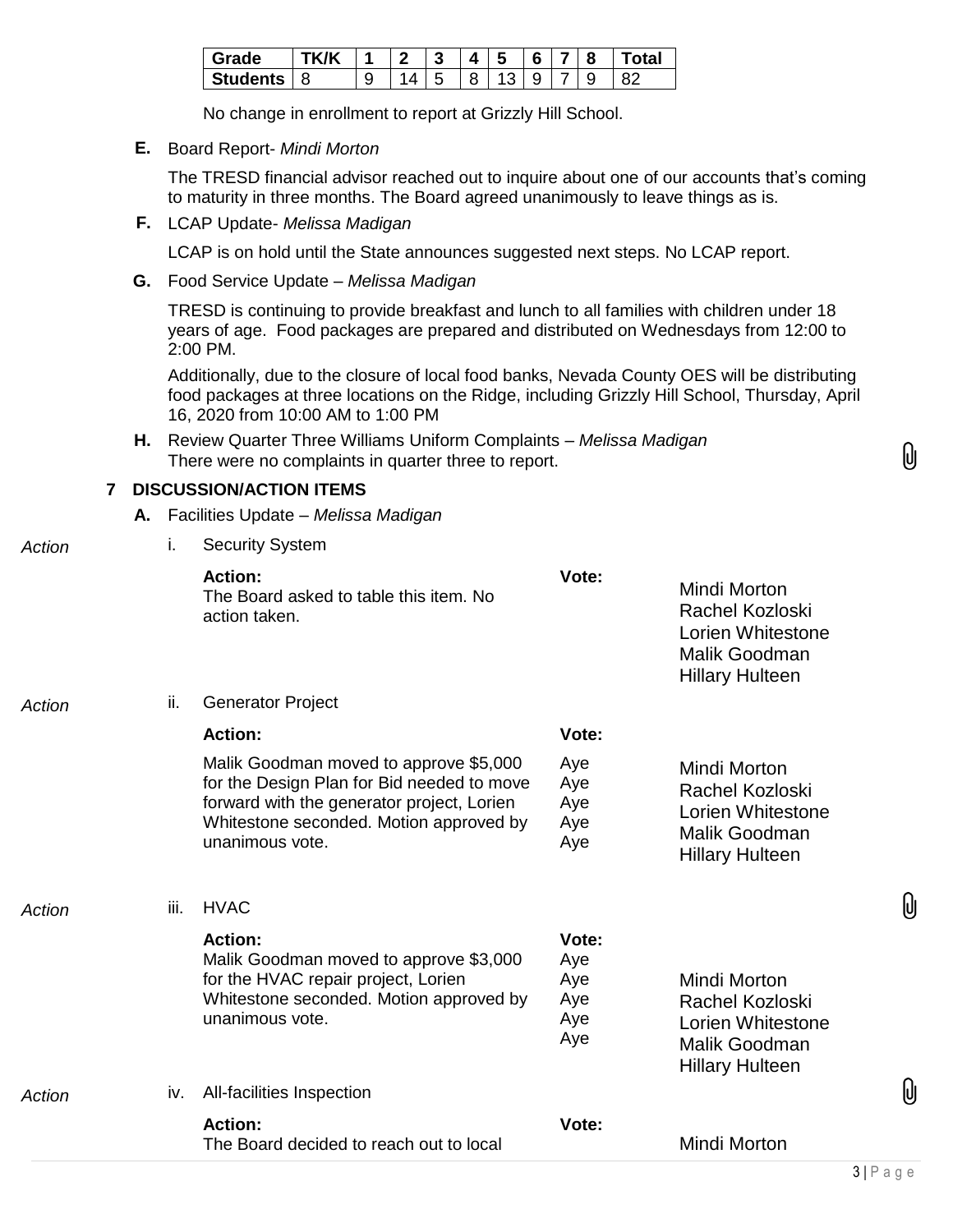| Grade | TK/K | 1 | 2 | 3 | 4 | 5 | 6 | 7 | 8 | Total |
|---|---|---|---|---|---|---|---|---|---|---|
| Students | 8 | 9 | 14 | 5 | 8 | 13 | 9 | 7 | 9 | 82 |

No change in enrollment to report at Grizzly Hill School.

**E.** Board Report- *Mindi Morton*

The TRESD financial advisor reached out to inquire about one of our accounts that's coming to maturity in three months. The Board agreed unanimously to leave things as is.

**F.** LCAP Update- *Melissa Madigan*

LCAP is on hold until the State announces suggested next steps. No LCAP report.

**G.** Food Service Update – *Melissa Madigan*

TRESD is continuing to provide breakfast and lunch to all families with children under 18 years of age. Food packages are prepared and distributed on Wednesdays from 12:00 to 2:00 PM.

Additionally, due to the closure of local food banks, Nevada County OES will be distributing food packages at three locations on the Ridge, including Grizzly Hill School, Thursday, April 16, 2020 from 10:00 AM to 1:00 PM

**H.** Review Quarter Three Williams Uniform Complaints – *Melissa Madigan*
There were no complaints in quarter three to report.

## 7 DISCUSSION/ACTION ITEMS

**A.** Facilities Update – *Melissa Madigan*

*Action*

i. Security System

| Action: | Vote: | |
|---|---|---|
| The Board asked to table this item. No action taken. | | Mindi Morton<br>Rachel Kozloski<br>Lorien Whitestone<br>Malik Goodman<br>Hillary Hulteen |

*Action*

ii. Generator Project

| Action: | Vote: | |
|---|---|---|
| Malik Goodman moved to approve $5,000 for the Design Plan for Bid needed to move forward with the generator project, Lorien Whitestone seconded. Motion approved by unanimous vote. | Aye<br>Aye<br>Aye<br>Aye<br>Aye | Mindi Morton<br>Rachel Kozloski<br>Lorien Whitestone<br>Malik Goodman<br>Hillary Hulteen |

*Action*

iii. HVAC

| Action: | Vote: | |
|---|---|---|
| Malik Goodman moved to approve $3,000 for the HVAC repair project, Lorien Whitestone seconded. Motion approved by unanimous vote. | Aye<br>Aye<br>Aye<br>Aye<br>Aye | Mindi Morton<br>Rachel Kozloski<br>Lorien Whitestone<br>Malik Goodman<br>Hillary Hulteen |

*Action*

iv. All-facilities Inspection

| Action: | Vote: | |
|---|---|---|
| The Board decided to reach out to local | | Mindi Morton |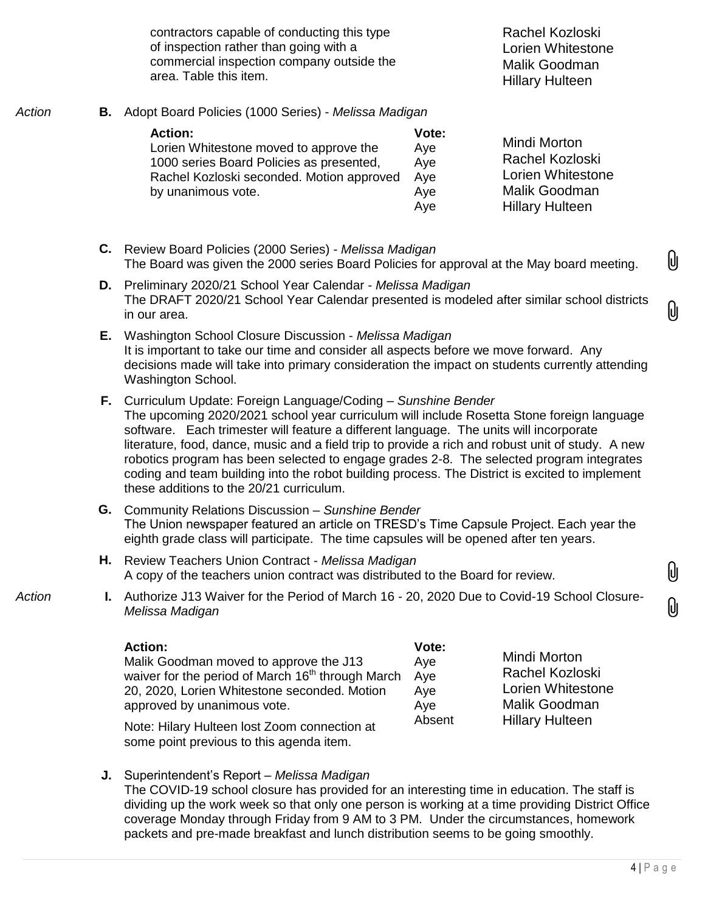| | | | |
|---|---|---|---|
| contractors capable of conducting this type of inspection rather than going with a commercial inspection company outside the area. Table this item. | | Rachel Kozloski<br>Lorien Whitestone<br>Malik Goodman<br>Hillary Hulteen |

*Action* **B.** Adopt Board Policies (1000 Series) - *Melissa Madigan*

| **Action:** | **Vote:** | |
|---|---|---|
| Lorien Whitestone moved to approve the 1000 series Board Policies as presented, Rachel Kozloski seconded. Motion approved by unanimous vote. | Aye<br>Aye<br>Aye<br>Aye<br>Aye | Mindi Morton<br>Rachel Kozloski<br>Lorien Whitestone<br>Malik Goodman<br>Hillary Hulteen |

**C.** Review Board Policies (2000 Series) - *Melissa Madigan*
The Board was given the 2000 series Board Policies for approval at the May board meeting.

**D.** Preliminary 2020/21 School Year Calendar - *Melissa Madigan*
The DRAFT 2020/21 School Year Calendar presented is modeled after similar school districts in our area.

**E.** Washington School Closure Discussion - *Melissa Madigan*
It is important to take our time and consider all aspects before we move forward. Any decisions made will take into primary consideration the impact on students currently attending Washington School.

**F.** Curriculum Update: Foreign Language/Coding – *Sunshine Bender*
The upcoming 2020/2021 school year curriculum will include Rosetta Stone foreign language software. Each trimester will feature a different language. The units will incorporate literature, food, dance, music and a field trip to provide a rich and robust unit of study. A new robotics program has been selected to engage grades 2-8. The selected program integrates coding and team building into the robot building process. The District is excited to implement these additions to the 20/21 curriculum.

**G.** Community Relations Discussion – *Sunshine Bender*
The Union newspaper featured an article on TRESD's Time Capsule Project. Each year the eighth grade class will participate. The time capsules will be opened after ten years.

**H.** Review Teachers Union Contract - *Melissa Madigan*
A copy of the teachers union contract was distributed to the Board for review.

*Action* **I.** Authorize J13 Waiver for the Period of March 16 - 20, 2020 Due to Covid-19 School Closure- *Melissa Madigan*

| **Action:** | **Vote:** | |
|---|---|---|
| Malik Goodman moved to approve the J13 waiver for the period of March 16th through March 20, 2020, Lorien Whitestone seconded. Motion approved by unanimous vote.<br><br>Note: Hilary Hulteen lost Zoom connection at some point previous to this agenda item. | Aye<br>Aye<br>Aye<br>Aye<br>Absent | Mindi Morton<br>Rachel Kozloski<br>Lorien Whitestone<br>Malik Goodman<br>Hillary Hulteen |

**J.** Superintendent's Report – *Melissa Madigan*
The COVID-19 school closure has provided for an interesting time in education. The staff is dividing up the work week so that only one person is working at a time providing District Office coverage Monday through Friday from 9 AM to 3 PM. Under the circumstances, homework packets and pre-made breakfast and lunch distribution seems to be going smoothly.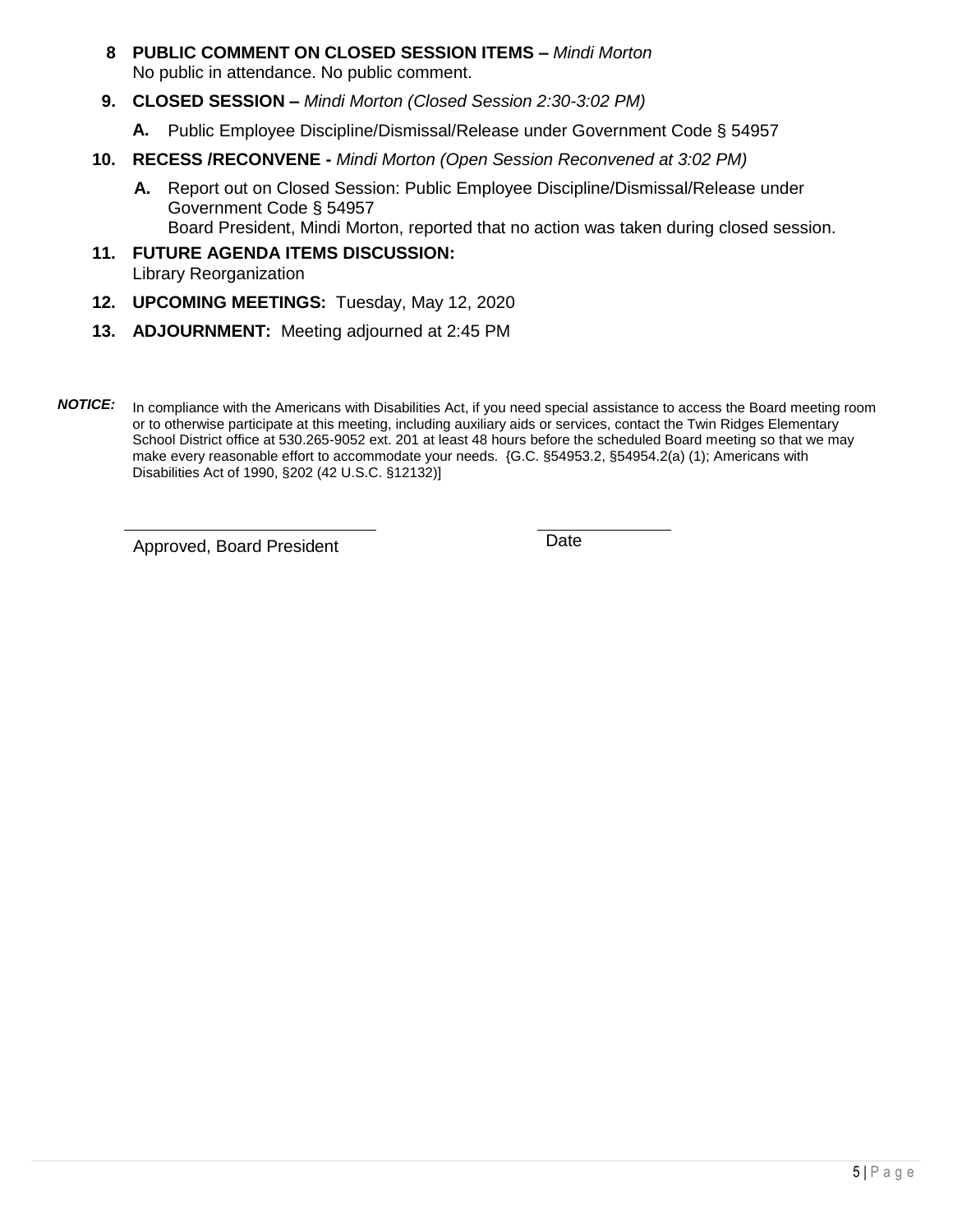**8 PUBLIC COMMENT ON CLOSED SESSION ITEMS –** *Mindi Morton*
No public in attendance. No public comment.

**9. CLOSED SESSION –** *Mindi Morton (Closed Session 2:30-3:02 PM)*

**A.** Public Employee Discipline/Dismissal/Release under Government Code § 54957

**10. RECESS /RECONVENE -** *Mindi Morton (Open Session Reconvened at 3:02 PM)*

**A.** Report out on Closed Session: Public Employee Discipline/Dismissal/Release under Government Code § 54957
Board President, Mindi Morton, reported that no action was taken during closed session.

**11. FUTURE AGENDA ITEMS DISCUSSION:**
Library Reorganization

**12. UPCOMING MEETINGS:** Tuesday, May 12, 2020

**13. ADJOURNMENT:** Meeting adjourned at 2:45 PM

***NOTICE:*** In compliance with the Americans with Disabilities Act, if you need special assistance to access the Board meeting room or to otherwise participate at this meeting, including auxiliary aids or services, contact the Twin Ridges Elementary School District office at 530.265-9052 ext. 201 at least 48 hours before the scheduled Board meeting so that we may make every reasonable effort to accommodate your needs. {G.C. §54953.2, §54954.2(a) (1); Americans with Disabilities Act of 1990, §202 (42 U.S.C. §12132)]

\_\_\_\_\_\_\_\_\_\_\_\_\_\_\_\_\_\_\_\_\_\_\_\_\_\_\_\_ \_\_\_\_\_\_\_\_\_\_\_\_\_\_
Approved, Board President Date